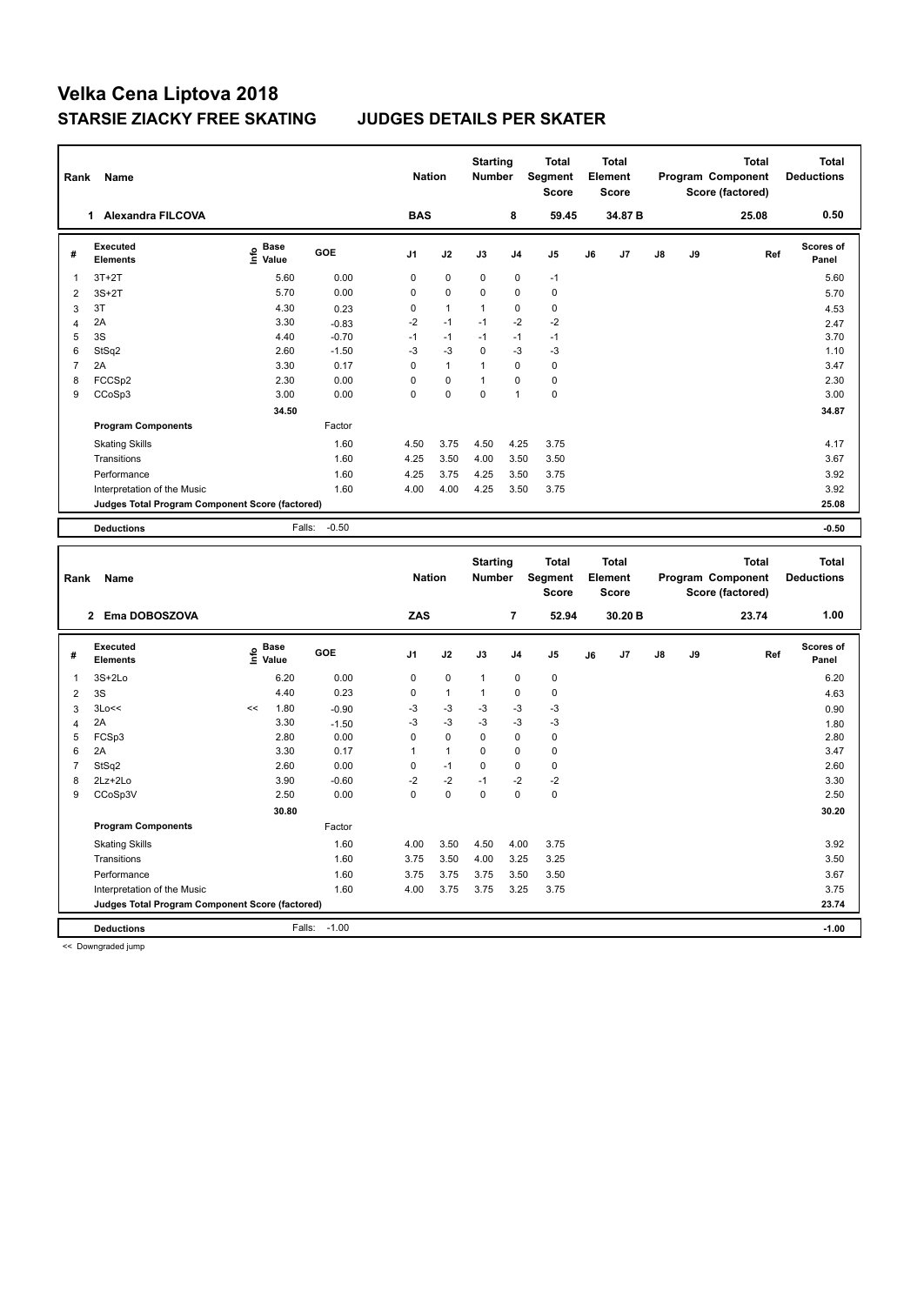# Velka Cena Liptova 2018

## STARSIE ZIACKY FREE SKATING JUDGES DETAILS PER SKATER

| Rank | Name | Nation | Starting Number | Total Segment Score | Total Element Score | Total Program Component Score (factored) | Total Deductions |
|---|---|---|---|---|---|---|---|
| 1 | Alexandra FILCOVA | BAS | 8 | 59.45 | 34.87 B | 25.08 | 0.50 |

| # | Executed Elements | Info | Base Value | GOE | J1 | J2 | J3 | J4 | J5 | J6 | J7 | J8 | J9 | Ref | Scores of Panel |
|---|---|---|---|---|---|---|---|---|---|---|---|---|---|---|---|
| 1 | 3T+2T | | 5.60 | 0.00 | 0 | 0 | 0 | 0 | -1 | | | | | | 5.60 |
| 2 | 3S+2T | | 5.70 | 0.00 | 0 | 0 | 0 | 0 | 0 | | | | | | 5.70 |
| 3 | 3T | | 4.30 | 0.23 | 0 | 1 | 1 | 0 | 0 | | | | | | 4.53 |
| 4 | 2A | | 3.30 | -0.83 | -2 | -1 | -1 | -2 | -2 | | | | | | 2.47 |
| 5 | 3S | | 4.40 | -0.70 | -1 | -1 | -1 | -1 | -1 | | | | | | 3.70 |
| 6 | StSq2 | | 2.60 | -1.50 | -3 | -3 | 0 | -3 | -3 | | | | | | 1.10 |
| 7 | 2A | | 3.30 | 0.17 | 0 | 1 | 1 | 0 | 0 | | | | | | 3.47 |
| 8 | FCCSp2 | | 2.30 | 0.00 | 0 | 0 | 1 | 0 | 0 | | | | | | 2.30 |
| 9 | CCoSp3 | | 3.00 | 0.00 | 0 | 0 | 0 | 1 | 0 | | | | | | 3.00 |
| | | | 34.50 | | | | | | | | | | | | 34.87 |
| | **Program Components** | | | Factor | | | | | | | | | | | |
| | Skating Skills | | | 1.60 | 4.50 | 3.75 | 4.50 | 4.25 | 3.75 | | | | | | 4.17 |
| | Transitions | | | 1.60 | 4.25 | 3.50 | 4.00 | 3.50 | 3.50 | | | | | | 3.67 |
| | Performance | | | 1.60 | 4.25 | 3.75 | 4.25 | 3.50 | 3.75 | | | | | | 3.92 |
| | Interpretation of the Music | | | 1.60 | 4.00 | 4.00 | 4.25 | 3.50 | 3.75 | | | | | | 3.92 |
| | **Judges Total Program Component Score (factored)** | | | | | | | | | | | | | | 25.08 |
| | **Deductions** | | Falls: | -0.50 | | | | | | | | | | | -0.50 |

| Rank | Name | Nation | Starting Number | Total Segment Score | Total Element Score | Total Program Component Score (factored) | Total Deductions |
|---|---|---|---|---|---|---|---|
| 2 | Ema DOBOSZOVA | ZAS | 7 | 52.94 | 30.20 B | 23.74 | 1.00 |

| # | Executed Elements | Info | Base Value | GOE | J1 | J2 | J3 | J4 | J5 | J6 | J7 | J8 | J9 | Ref | Scores of Panel |
|---|---|---|---|---|---|---|---|---|---|---|---|---|---|---|---|
| 1 | 3S+2Lo | | 6.20 | 0.00 | 0 | 0 | 1 | 0 | 0 | | | | | | 6.20 |
| 2 | 3S | | 4.40 | 0.23 | 0 | 1 | 1 | 0 | 0 | | | | | | 4.63 |
| 3 | 3Lo<< | << | 1.80 | -0.90 | -3 | -3 | -3 | -3 | -3 | | | | | | 0.90 |
| 4 | 2A | | 3.30 | -1.50 | -3 | -3 | -3 | -3 | -3 | | | | | | 1.80 |
| 5 | FCSp3 | | 2.80 | 0.00 | 0 | 0 | 0 | 0 | 0 | | | | | | 2.80 |
| 6 | 2A | | 3.30 | 0.17 | 1 | 1 | 0 | 0 | 0 | | | | | | 3.47 |
| 7 | StSq2 | | 2.60 | 0.00 | 0 | -1 | 0 | 0 | 0 | | | | | | 2.60 |
| 8 | 2Lz+2Lo | | 3.90 | -0.60 | -2 | -2 | -1 | -2 | -2 | | | | | | 3.30 |
| 9 | CCoSp3V | | 2.50 | 0.00 | 0 | 0 | 0 | 0 | 0 | | | | | | 2.50 |
| | | | 30.80 | | | | | | | | | | | | 30.20 |
| | **Program Components** | | | Factor | | | | | | | | | | | |
| | Skating Skills | | | 1.60 | 4.00 | 3.50 | 4.50 | 4.00 | 3.75 | | | | | | 3.92 |
| | Transitions | | | 1.60 | 3.75 | 3.50 | 4.00 | 3.25 | 3.25 | | | | | | 3.50 |
| | Performance | | | 1.60 | 3.75 | 3.75 | 3.75 | 3.50 | 3.50 | | | | | | 3.67 |
| | Interpretation of the Music | | | 1.60 | 4.00 | 3.75 | 3.75 | 3.25 | 3.75 | | | | | | 3.75 |
| | **Judges Total Program Component Score (factored)** | | | | | | | | | | | | | | 23.74 |
| | **Deductions** | | Falls: | -1.00 | | | | | | | | | | | -1.00 |

<< Downgraded jump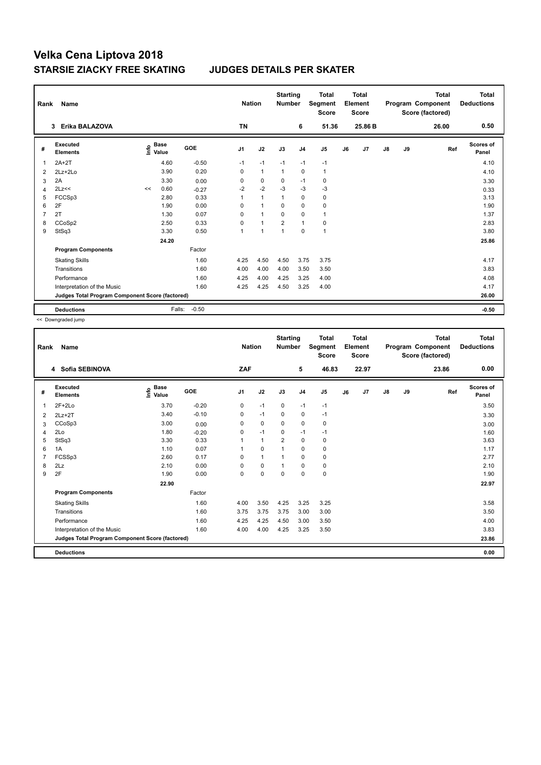# Velka Cena Liptova 2018

## STARSIE ZIACKY FREE SKATING JUDGES DETAILS PER SKATER

| Rank | Name | Nation | Starting Number | Total Segment Score | Total Element Score | Total Program Component Score (factored) | Total Deductions |
|---|---|---|---|---|---|---|---|
| 3 | Erika BALAZOVA | TN | 6 | 51.36 | 25.86 B | 26.00 | 0.50 |

| # | Executed Elements | Info | Base Value | GOE | J1 | J2 | J3 | J4 | J5 | J6 | J7 | J8 | J9 | Ref | Scores of Panel |
|---|---|---|---|---|---|---|---|---|---|---|---|---|---|---|---|
| 1 | 2A+2T | | 4.60 | -0.50 | -1 | -1 | -1 | -1 | -1 | | | | | | 4.10 |
| 2 | 2Lz+2Lo | | 3.90 | 0.20 | 0 | 1 | 1 | 0 | 1 | | | | | | 4.10 |
| 3 | 2A | | 3.30 | 0.00 | 0 | 0 | 0 | -1 | 0 | | | | | | 3.30 |
| 4 | 2Lz<< | << | 0.60 | -0.27 | -2 | -2 | -3 | -3 | -3 | | | | | | 0.33 |
| 5 | FCCSp3 | | 2.80 | 0.33 | 1 | 1 | 1 | 0 | 0 | | | | | | 3.13 |
| 6 | 2F | | 1.90 | 0.00 | 0 | 1 | 0 | 0 | 0 | | | | | | 1.90 |
| 7 | 2T | | 1.30 | 0.07 | 0 | 1 | 0 | 0 | 1 | | | | | | 1.37 |
| 8 | CCoSp2 | | 2.50 | 0.33 | 0 | 1 | 2 | 1 | 0 | | | | | | 2.83 |
| 9 | StSq3 | | 3.30 | 0.50 | 1 | 1 | 1 | 0 | 1 | | | | | | 3.80 |
| | | | 24.20 | | | | | | | | | | | | 25.86 |
| | **Program Components** | | | Factor | | | | | | | | | | | |
| | Skating Skills | | | 1.60 | 4.25 | 4.50 | 4.50 | 3.75 | 3.75 | | | | | | 4.17 |
| | Transitions | | | 1.60 | 4.00 | 4.00 | 4.00 | 3.50 | 3.50 | | | | | | 3.83 |
| | Performance | | | 1.60 | 4.25 | 4.00 | 4.25 | 3.25 | 4.00 | | | | | | 4.08 |
| | Interpretation of the Music | | | 1.60 | 4.25 | 4.25 | 4.50 | 3.25 | 4.00 | | | | | | 4.17 |
| | **Judges Total Program Component Score (factored)** | | | | | | | | | | | | | | 26.00 |
| | **Deductions** | | Falls: | -0.50 | | | | | | | | | | | -0.50 |

<< Downgraded jump

| Rank | Name | Nation | Starting Number | Total Segment Score | Total Element Score | Total Program Component Score (factored) | Total Deductions |
|---|---|---|---|---|---|---|---|
| 4 | Sofia SEBINOVA | ZAF | 5 | 46.83 | 22.97 | 23.86 | 0.00 |

| # | Executed Elements | Info | Base Value | GOE | J1 | J2 | J3 | J4 | J5 | J6 | J7 | J8 | J9 | Ref | Scores of Panel |
|---|---|---|---|---|---|---|---|---|---|---|---|---|---|---|---|
| 1 | 2F+2Lo | | 3.70 | -0.20 | 0 | -1 | 0 | -1 | -1 | | | | | | 3.50 |
| 2 | 2Lz+2T | | 3.40 | -0.10 | 0 | -1 | 0 | 0 | -1 | | | | | | 3.30 |
| 3 | CCoSp3 | | 3.00 | 0.00 | 0 | 0 | 0 | 0 | 0 | | | | | | 3.00 |
| 4 | 2Lo | | 1.80 | -0.20 | 0 | -1 | 0 | -1 | -1 | | | | | | 1.60 |
| 5 | StSq3 | | 3.30 | 0.33 | 1 | 1 | 2 | 0 | 0 | | | | | | 3.63 |
| 6 | 1A | | 1.10 | 0.07 | 1 | 0 | 1 | 0 | 0 | | | | | | 1.17 |
| 7 | FCSSp3 | | 2.60 | 0.17 | 0 | 1 | 1 | 0 | 0 | | | | | | 2.77 |
| 8 | 2Lz | | 2.10 | 0.00 | 0 | 0 | 1 | 0 | 0 | | | | | | 2.10 |
| 9 | 2F | | 1.90 | 0.00 | 0 | 0 | 0 | 0 | 0 | | | | | | 1.90 |
| | | | 22.90 | | | | | | | | | | | | 22.97 |
| | **Program Components** | | | Factor | | | | | | | | | | | |
| | Skating Skills | | | 1.60 | 4.00 | 3.50 | 4.25 | 3.25 | 3.25 | | | | | | 3.58 |
| | Transitions | | | 1.60 | 3.75 | 3.75 | 3.75 | 3.00 | 3.00 | | | | | | 3.50 |
| | Performance | | | 1.60 | 4.25 | 4.25 | 4.50 | 3.00 | 3.50 | | | | | | 4.00 |
| | Interpretation of the Music | | | 1.60 | 4.00 | 4.00 | 4.25 | 3.25 | 3.50 | | | | | | 3.83 |
| | **Judges Total Program Component Score (factored)** | | | | | | | | | | | | | | 23.86 |
| | **Deductions** | | | | | | | | | | | | | | 0.00 |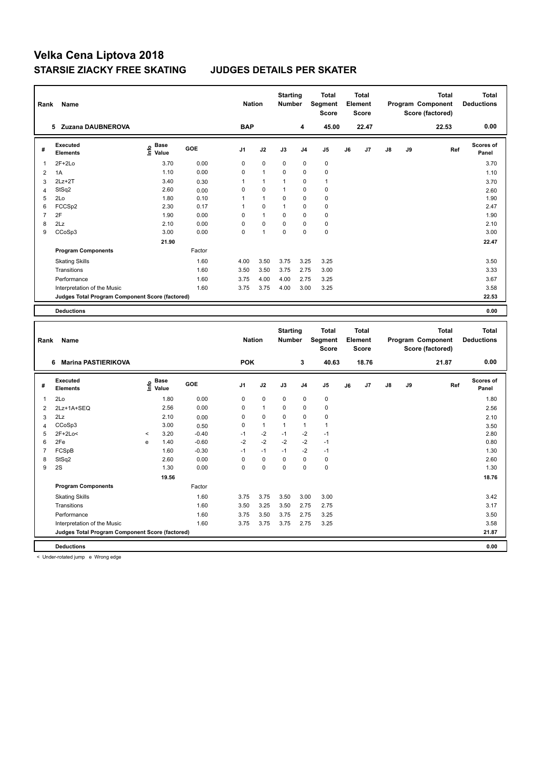# Velka Cena Liptova 2018

## STARSIE ZIACKY FREE SKATING JUDGES DETAILS PER SKATER

| Rank | Name | Nation | Starting Number | Total Segment Score | Total Element Score | Total Program Component Score (factored) | Total Deductions |
|---|---|---|---|---|---|---|---|
| 5 | Zuzana DAUBNEROVA | BAP | 4 | 45.00 | 22.47 | 22.53 | 0.00 |

| # | Executed Elements | Info | Base Value | GOE | J1 | J2 | J3 | J4 | J5 | J6 | J7 | J8 | J9 | Ref | Scores of Panel |
|---|---|---|---|---|---|---|---|---|---|---|---|---|---|---|---|
| 1 | 2F+2Lo | | 3.70 | 0.00 | 0 | 0 | 0 | 0 | 0 | | | | | | 3.70 |
| 2 | 1A | | 1.10 | 0.00 | 0 | 1 | 0 | 0 | 0 | | | | | | 1.10 |
| 3 | 2Lz+2T | | 3.40 | 0.30 | 1 | 1 | 1 | 0 | 1 | | | | | | 3.70 |
| 4 | StSq2 | | 2.60 | 0.00 | 0 | 0 | 1 | 0 | 0 | | | | | | 2.60 |
| 5 | 2Lo | | 1.80 | 0.10 | 1 | 1 | 0 | 0 | 0 | | | | | | 1.90 |
| 6 | FCCSp2 | | 2.30 | 0.17 | 1 | 0 | 1 | 0 | 0 | | | | | | 2.47 |
| 7 | 2F | | 1.90 | 0.00 | 0 | 1 | 0 | 0 | 0 | | | | | | 1.90 |
| 8 | 2Lz | | 2.10 | 0.00 | 0 | 0 | 0 | 0 | 0 | | | | | | 2.10 |
| 9 | CCoSp3 | | 3.00 | 0.00 | 0 | 1 | 0 | 0 | 0 | | | | | | 3.00 |
| | | | 21.90 | | | | | | | | | | | | 22.47 |
| | **Program Components** | | | Factor | | | | | | | | | | | |
| | Skating Skills | | | 1.60 | 4.00 | 3.50 | 3.75 | 3.25 | 3.25 | | | | | | 3.50 |
| | Transitions | | | 1.60 | 3.50 | 3.50 | 3.75 | 2.75 | 3.00 | | | | | | 3.33 |
| | Performance | | | 1.60 | 3.75 | 4.00 | 4.00 | 2.75 | 3.25 | | | | | | 3.67 |
| | Interpretation of the Music | | | 1.60 | 3.75 | 3.75 | 4.00 | 3.00 | 3.25 | | | | | | 3.58 |
| | **Judges Total Program Component Score (factored)** | | | | | | | | | | | | | | 22.53 |
| | **Deductions** | | | | | | | | | | | | | | 0.00 |

| Rank | Name | Nation | Starting Number | Total Segment Score | Total Element Score | Total Program Component Score (factored) | Total Deductions |
|---|---|---|---|---|---|---|---|
| 6 | Marina PASTIERIKOVA | POK | 3 | 40.63 | 18.76 | 21.87 | 0.00 |

| # | Executed Elements | Info | Base Value | GOE | J1 | J2 | J3 | J4 | J5 | J6 | J7 | J8 | J9 | Ref | Scores of Panel |
|---|---|---|---|---|---|---|---|---|---|---|---|---|---|---|---|
| 1 | 2Lo | | 1.80 | 0.00 | 0 | 0 | 0 | 0 | 0 | | | | | | 1.80 |
| 2 | 2Lz+1A+SEQ | | 2.56 | 0.00 | 0 | 1 | 0 | 0 | 0 | | | | | | 2.56 |
| 3 | 2Lz | | 2.10 | 0.00 | 0 | 0 | 0 | 0 | 0 | | | | | | 2.10 |
| 4 | CCoSp3 | | 3.00 | 0.50 | 0 | 1 | 1 | 1 | 1 | | | | | | 3.50 |
| 5 | 2F+2Lo< | < | 3.20 | -0.40 | -1 | -2 | -1 | -2 | -1 | | | | | | 2.80 |
| 6 | 2Fe | e | 1.40 | -0.60 | -2 | -2 | -2 | -2 | -1 | | | | | | 0.80 |
| 7 | FCSpB | | 1.60 | -0.30 | -1 | -1 | -1 | -2 | -1 | | | | | | 1.30 |
| 8 | StSq2 | | 2.60 | 0.00 | 0 | 0 | 0 | 0 | 0 | | | | | | 2.60 |
| 9 | 2S | | 1.30 | 0.00 | 0 | 0 | 0 | 0 | 0 | | | | | | 1.30 |
| | | | 19.56 | | | | | | | | | | | | 18.76 |
| | **Program Components** | | | Factor | | | | | | | | | | | |
| | Skating Skills | | | 1.60 | 3.75 | 3.75 | 3.50 | 3.00 | 3.00 | | | | | | 3.42 |
| | Transitions | | | 1.60 | 3.50 | 3.25 | 3.50 | 2.75 | 2.75 | | | | | | 3.17 |
| | Performance | | | 1.60 | 3.75 | 3.50 | 3.75 | 2.75 | 3.25 | | | | | | 3.50 |
| | Interpretation of the Music | | | 1.60 | 3.75 | 3.75 | 3.75 | 2.75 | 3.25 | | | | | | 3.58 |
| | **Judges Total Program Component Score (factored)** | | | | | | | | | | | | | | 21.87 |
| | **Deductions** | | | | | | | | | | | | | | 0.00 |

< Under-rotated jump e Wrong edge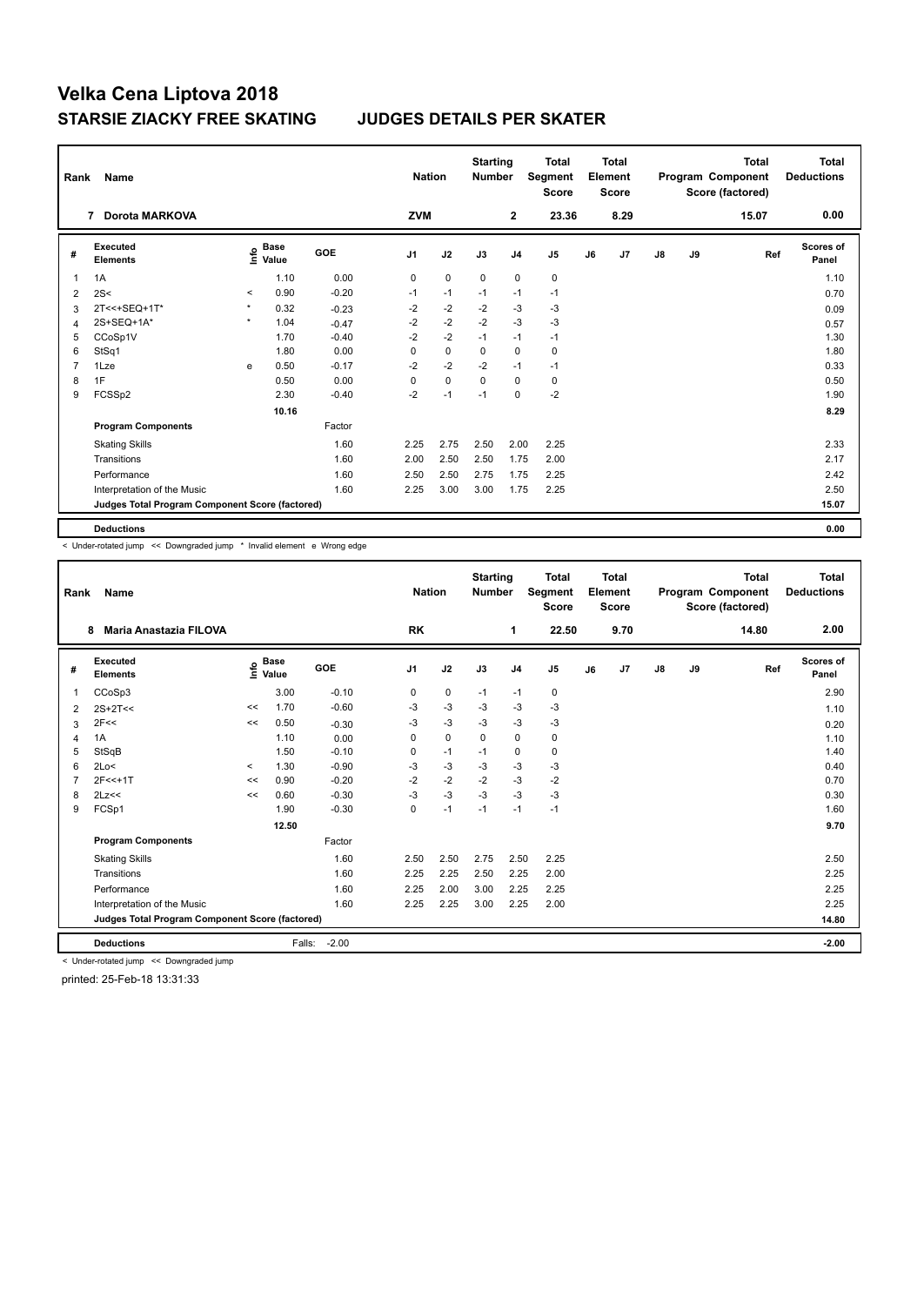# Velka Cena Liptova 2018

## STARSIE ZIACKY FREE SKATING JUDGES DETAILS PER SKATER

| Rank | Name | Nation | Starting Number | Total Segment Score | Total Element Score | Total Program Component Score (factored) | Total Deductions |
|---|---|---|---|---|---|---|---|
| 7 | Dorota MARKOVA | ZVM | 2 | 23.36 | 8.29 | 15.07 | 0.00 |

| # | Executed Elements | Info | Base Value | GOE | J1 | J2 | J3 | J4 | J5 | J6 | J7 | J8 | J9 | Ref | Scores of Panel |
|---|---|---|---|---|---|---|---|---|---|---|---|---|---|---|---|
| 1 | 1A | | 1.10 | 0.00 | 0 | 0 | 0 | 0 | 0 | | | | | | 1.10 |
| 2 | 2S< | < | 0.90 | -0.20 | -1 | -1 | -1 | -1 | -1 | | | | | | 0.70 |
| 3 | 2T<<+SEQ+1T* | * | 0.32 | -0.23 | -2 | -2 | -2 | -3 | -3 | | | | | | 0.09 |
| 4 | 2S+SEQ+1A* | * | 1.04 | -0.47 | -2 | -2 | -2 | -3 | -3 | | | | | | 0.57 |
| 5 | CCoSp1V | | 1.70 | -0.40 | -2 | -2 | -1 | -1 | -1 | | | | | | 1.30 |
| 6 | StSq1 | | 1.80 | 0.00 | 0 | 0 | 0 | 0 | 0 | | | | | | 1.80 |
| 7 | 1Lze | e | 0.50 | -0.17 | -2 | -2 | -2 | -1 | -1 | | | | | | 0.33 |
| 8 | 1F | | 0.50 | 0.00 | 0 | 0 | 0 | 0 | 0 | | | | | | 0.50 |
| 9 | FCSSp2 | | 2.30 | -0.40 | -2 | -1 | -1 | 0 | -2 | | | | | | 1.90 |
| | | | 10.16 | | | | | | | | | | | | 8.29 |
| | **Program Components** | | | Factor | | | | | | | | | | | |
| | Skating Skills | | | 1.60 | 2.25 | 2.75 | 2.50 | 2.00 | 2.25 | | | | | | 2.33 |
| | Transitions | | | 1.60 | 2.00 | 2.50 | 2.50 | 1.75 | 2.00 | | | | | | 2.17 |
| | Performance | | | 1.60 | 2.50 | 2.50 | 2.75 | 1.75 | 2.25 | | | | | | 2.42 |
| | Interpretation of the Music | | | 1.60 | 2.25 | 3.00 | 3.00 | 1.75 | 2.25 | | | | | | 2.50 |
| | **Judges Total Program Component Score (factored)** | | | | | | | | | | | | | | 15.07 |
| | **Deductions** | | | | | | | | | | | | | | 0.00 |

< Under-rotated jump << Downgraded jump * Invalid element e Wrong edge

| Rank | Name | Nation | Starting Number | Total Segment Score | Total Element Score | Total Program Component Score (factored) | Total Deductions |
|---|---|---|---|---|---|---|---|
| 8 | Maria Anastazia FILOVA | RK | 1 | 22.50 | 9.70 | 14.80 | 2.00 |

| # | Executed Elements | Info | Base Value | GOE | J1 | J2 | J3 | J4 | J5 | J6 | J7 | J8 | J9 | Ref | Scores of Panel |
|---|---|---|---|---|---|---|---|---|---|---|---|---|---|---|---|
| 1 | CCoSp3 | | 3.00 | -0.10 | 0 | 0 | -1 | -1 | 0 | | | | | | 2.90 |
| 2 | 2S+2T<< | << | 1.70 | -0.60 | -3 | -3 | -3 | -3 | -3 | | | | | | 1.10 |
| 3 | 2F<< | << | 0.50 | -0.30 | -3 | -3 | -3 | -3 | -3 | | | | | | 0.20 |
| 4 | 1A | | 1.10 | 0.00 | 0 | 0 | 0 | 0 | 0 | | | | | | 1.10 |
| 5 | StSqB | | 1.50 | -0.10 | 0 | -1 | -1 | 0 | 0 | | | | | | 1.40 |
| 6 | 2Lo< | < | 1.30 | -0.90 | -3 | -3 | -3 | -3 | -3 | | | | | | 0.40 |
| 7 | 2F<<+1T | << | 0.90 | -0.20 | -2 | -2 | -2 | -3 | -2 | | | | | | 0.70 |
| 8 | 2Lz<< | << | 0.60 | -0.30 | -3 | -3 | -3 | -3 | -3 | | | | | | 0.30 |
| 9 | FCSp1 | | 1.90 | -0.30 | 0 | -1 | -1 | -1 | -1 | | | | | | 1.60 |
| | | | 12.50 | | | | | | | | | | | | 9.70 |
| | **Program Components** | | | Factor | | | | | | | | | | | |
| | Skating Skills | | | 1.60 | 2.50 | 2.50 | 2.75 | 2.50 | 2.25 | | | | | | 2.50 |
| | Transitions | | | 1.60 | 2.25 | 2.25 | 2.50 | 2.25 | 2.00 | | | | | | 2.25 |
| | Performance | | | 1.60 | 2.25 | 2.00 | 3.00 | 2.25 | 2.25 | | | | | | 2.25 |
| | Interpretation of the Music | | | 1.60 | 2.25 | 2.25 | 3.00 | 2.25 | 2.00 | | | | | | 2.25 |
| | **Judges Total Program Component Score (factored)** | | | | | | | | | | | | | | 14.80 |
| | **Deductions** | | Falls: | -2.00 | | | | | | | | | | | -2.00 |

< Under-rotated jump << Downgraded jump

printed: 25-Feb-18 13:31:33